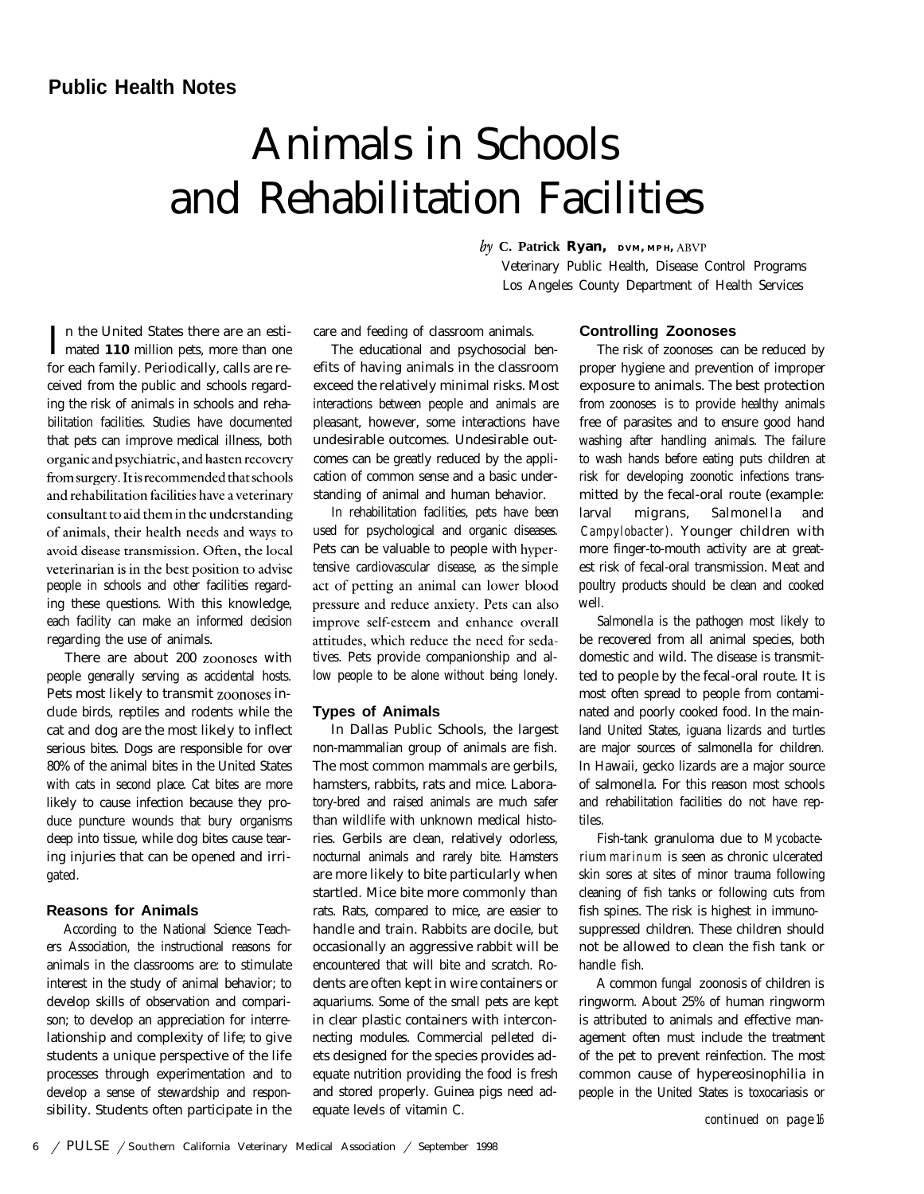Public Health Notes

# Animals in Schools and Rehabilitation Facilities

*by* **C. Patrick Ryan, DVM, MPH,** ABVP
Veterinary Public Health, Disease Control Programs
Los Angeles County Department of Health Services

In the United States there are an estimated **110** million pets, more than one for each family. Periodically, calls are received from the public and schools regarding the risk of animals in schools and rehabilitation facilities. Studies have documented that pets can improve medical illness, both organic and psychiatric, and hasten recovery from surgery. It is recommended that schools and rehabilitation facilities have a veterinary consultant to aid them in the understanding of animals, their health needs and ways to avoid disease transmission. Often, the local veterinarian is in the best position to advise people in schools and other facilities regarding these questions. With this knowledge, each facility can make an informed decision regarding the use of animals.

There are about 200 zoonoses with people generally serving as accidental hosts. Pets most likely to transmit zoonoses include birds, reptiles and rodents while the cat and dog are the most likely to inflect serious bites. Dogs are responsible for over 80% of the animal bites in the United States with cats in second place. Cat bites are more likely to cause infection because they produce puncture wounds that bury organisms deep into tissue, while dog bites cause tearing injuries that can be opened and irrigated.

### Reasons for Animals

According to the National Science Teachers Association, the instructional reasons for animals in the classrooms are: to stimulate interest in the study of animal behavior; to develop skills of observation and comparison; to develop an appreciation for interrelationship and complexity of life; to give students a unique perspective of the life processes through experimentation and to develop a sense of stewardship and responsibility. Students often participate in the care and feeding of classroom animals.

The educational and psychosocial benefits of having animals in the classroom exceed the relatively minimal risks. Most interactions between people and animals are pleasant, however, some interactions have undesirable outcomes. Undesirable outcomes can be greatly reduced by the application of common sense and a basic understanding of animal and human behavior.

In rehabilitation facilities, pets have been used for psychological and organic diseases. Pets can be valuable to people with hypertensive cardiovascular disease, as the simple act of petting an animal can lower blood pressure and reduce anxiety. Pets can also improve self-esteem and enhance overall attitudes, which reduce the need for sedatives. Pets provide companionship and allow people to be alone without being lonely.

### Types of Animals

In Dallas Public Schools, the largest non-mammalian group of animals are fish. The most common mammals are gerbils, hamsters, rabbits, rats and mice. Laboratory-bred and raised animals are much safer than wildlife with unknown medical histories. Gerbils are clean, relatively odorless, nocturnal animals and rarely bite. Hamsters are more likely to bite particularly when startled. Mice bite more commonly than rats. Rats, compared to mice, are easier to handle and train. Rabbits are docile, but occasionally an aggressive rabbit will be encountered that will bite and scratch. Rodents are often kept in wire containers or aquariums. Some of the small pets are kept in clear plastic containers with interconnecting modules. Commercial pelleted diets designed for the species provides adequate nutrition providing the food is fresh and stored properly. Guinea pigs need adequate levels of vitamin C.

### Controlling Zoonoses

The risk of zoonoses can be reduced by proper hygiene and prevention of improper exposure to animals. The best protection from zoonoses is to provide healthy animals free of parasites and to ensure good hand washing after handling animals. The failure to wash hands before eating puts children at risk for developing zoonotic infections transmitted by the fecal-oral route (example: larval migrans, Salmonella and *Campylobacter*). Younger children with more finger-to-mouth activity are at greatest risk of fecal-oral transmission. Meat and poultry products should be clean and cooked well.

Salmonella is the pathogen most likely to be recovered from all animal species, both domestic and wild. The disease is transmitted to people by the fecal-oral route. It is most often spread to people from contaminated and poorly cooked food. In the mainland United States, iguana lizards and turtles are major sources of salmonella for children. In Hawaii, gecko lizards are a major source of salmonella. For this reason most schools and rehabilitation facilities do not have reptiles.

Fish-tank granuloma due to *Mycobacterium marinum* is seen as chronic ulcerated skin sores at sites of minor trauma following cleaning of fish tanks or following cuts from fish spines. The risk is highest in immunosuppressed children. These children should not be allowed to clean the fish tank or handle fish.

A common fungal zoonosis of children is ringworm. About 25% of human ringworm is attributed to animals and effective management often must include the treatment of the pet to prevent reinfection. The most common cause of hypereosinophilia in people in the United States is toxocariasis or

*continued on page 16*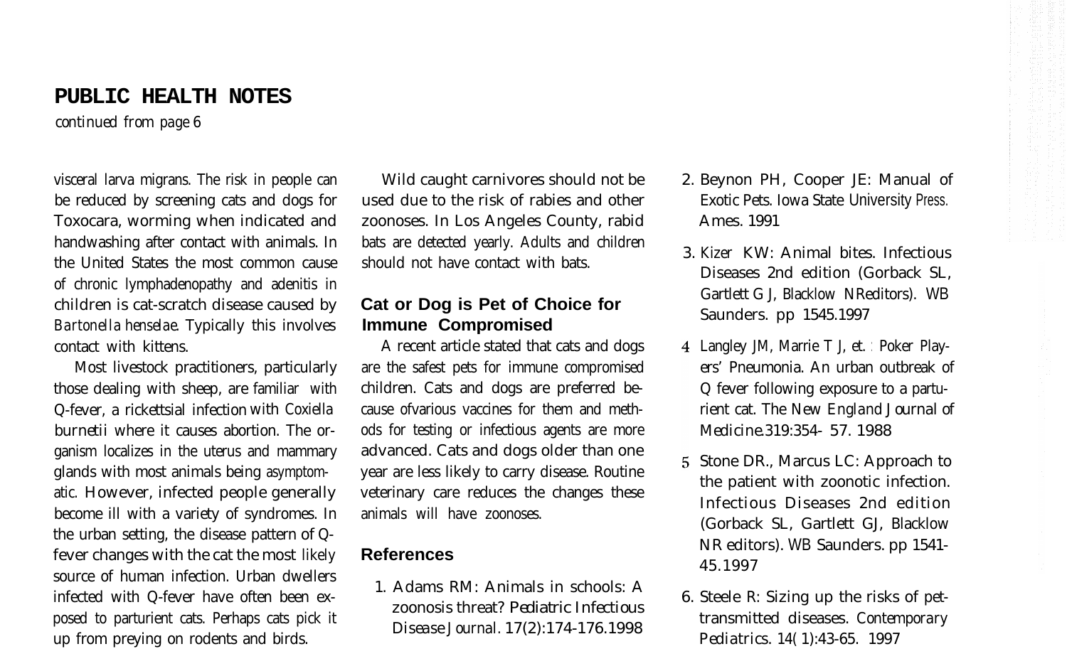## PUBLIC HEALTH NOTES

*continued from page 6*

visceral larva migrans. The risk in people can be reduced by screening cats and dogs for Toxocara, worming when indicated and handwashing after contact with animals. In the United States the most common cause of chronic lymphadenopathy and adenitis in children is cat-scratch disease caused by *Bartonella henselae*. Typically this involves contact with kittens.

Most livestock practitioners, particularly those dealing with sheep, are familiar with Q-fever, a rickettsial infection with *Coxiella burnetii* where it causes abortion. The organism localizes in the uterus and mammary glands with most animals being asymptomatic. However, infected people generally become ill with a variety of syndromes. In the urban setting, the disease pattern of Q-fever changes with the cat the most likely source of human infection. Urban dwellers infected with Q-fever have often been exposed to parturient cats. Perhaps cats pick it up from preying on rodents and birds.

Wild caught carnivores should not be used due to the risk of rabies and other zoonoses. In Los Angeles County, rabid bats are detected yearly. Adults and children should not have contact with bats.

### Cat or Dog is Pet of Choice for Immune Compromised

A recent article stated that cats and dogs are the safest pets for immune compromised children. Cats and dogs are preferred because ofvarious vaccines for them and methods for testing or infectious agents are more advanced. Cats and dogs older than one year are less likely to carry disease. Routine veterinary care reduces the changes these animals will have zoonoses.

### References

1. Adams RM: Animals in schools: A zoonosis threat? *Pediatric Infectious Disease Journal*. 17(2):174-176.1998
2. Beynon PH, Cooper JE: Manual of Exotic Pets. Iowa State University Press. Ames. 1991
3. Kizer KW: Animal bites. Infectious Diseases 2nd edition (Gorback SL, Gartlett G J, Blacklow NReditors). WB Saunders. pp 1545.1997
4. Langley JM, Marrie T J, et. : Poker Players' Pneumonia. An urban outbreak of Q fever following exposure to a parturient cat. *The New England Journal of Medicine*.319:354- 57. 1988
5. Stone DR., Marcus LC: Approach to the patient with zoonotic infection. Infectious Diseases 2nd edition (Gorback SL, Gartlett GJ, Blacklow NR editors). WB Saunders. pp 1541-45.1997
6. Steele R: Sizing up the risks of pet-transmitted diseases. *Contemporary Pediatrics*. 14( 1):43-65. 1997